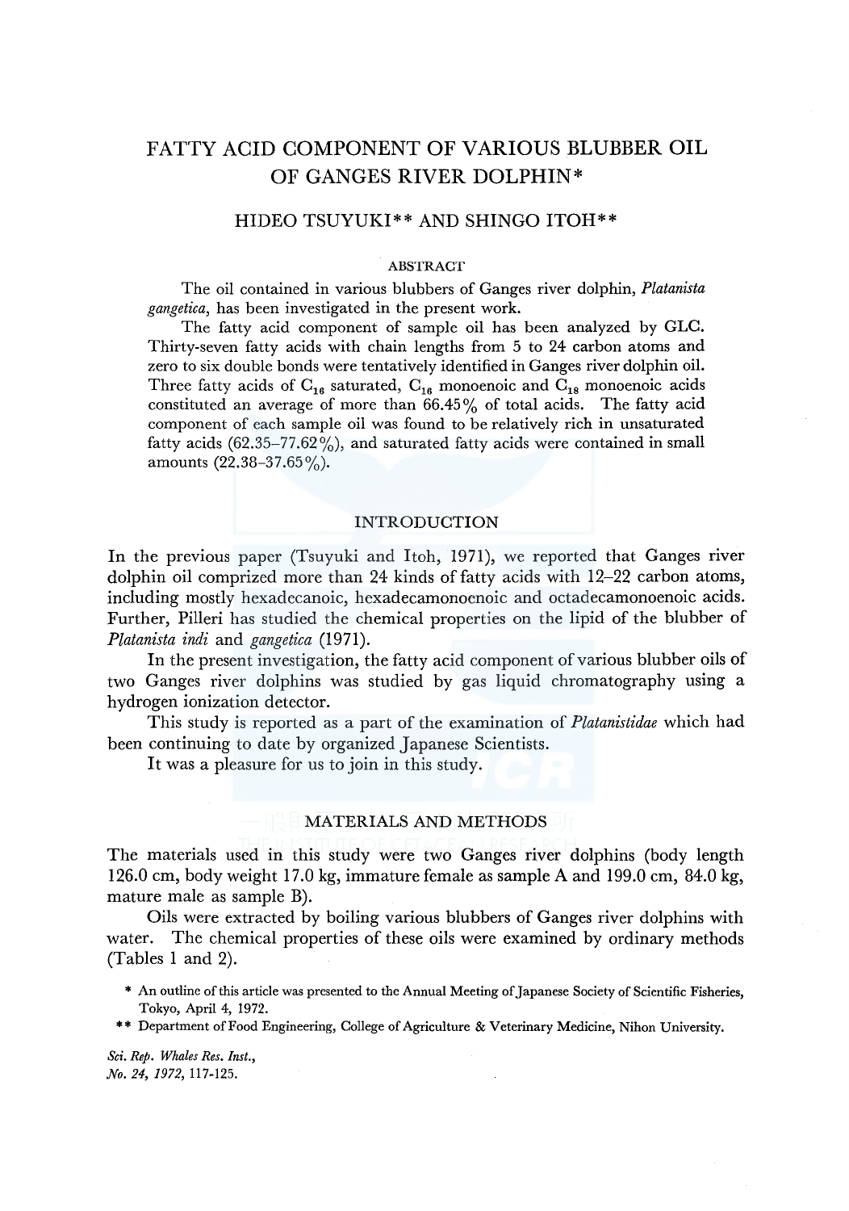# FATTY ACID COMPONENT OF VARIOUS BLUBBER OIL OF GANGES RIVER DOLPHIN*

## HIDEO TSUYUKI** AND SHINGO ITOH**

### ABSTRACT

The oil contained in various blubbers of Ganges river dolphin, *Platanista gangetica*, has been investigated in the present work.

The fatty acid component of sample oil has been analyzed by GLC. Thirty-seven fatty acids with chain lengths from 5 to 24 carbon atoms and zero to six double bonds were tentatively identified in Ganges river dolphin oil. Three fatty acids of $C_{16}$ saturated, $C_{16}$ monoenoic and $C_{18}$ monoenoic acids constituted an average of more than 66.45% of total acids. The fatty acid component of each sample oil was found to be relatively rich in unsaturated fatty acids (62.35–77.62%), and saturated fatty acids were contained in small amounts (22.38–37.65%).

## INTRODUCTION

In the previous paper (Tsuyuki and Itoh, 1971), we reported that Ganges river dolphin oil comprized more than 24 kinds of fatty acids with 12–22 carbon atoms, including mostly hexadecanoic, hexadecamonoenoic and octadecamonoenoic acids. Further, Pilleri has studied the chemical properties on the lipid of the blubber of *Platanista indi* and *gangetica* (1971).

In the present investigation, the fatty acid component of various blubber oils of two Ganges river dolphins was studied by gas liquid chromatography using a hydrogen ionization detector.

This study is reported as a part of the examination of *Platanistidae* which had been continuing to date by organized Japanese Scientists.

It was a pleasure for us to join in this study.

## MATERIALS AND METHODS

The materials used in this study were two Ganges river dolphins (body length 126.0 cm, body weight 17.0 kg, immature female as sample A and 199.0 cm, 84.0 kg, mature male as sample B).

Oils were extracted by boiling various blubbers of Ganges river dolphins with water. The chemical properties of these oils were examined by ordinary methods (Tables 1 and 2).

\* An outline of this article was presented to the Annual Meeting of Japanese Society of Scientific Fisheries, Tokyo, April 4, 1972.

\*\* Department of Food Engineering, College of Agriculture & Veterinary Medicine, Nihon University.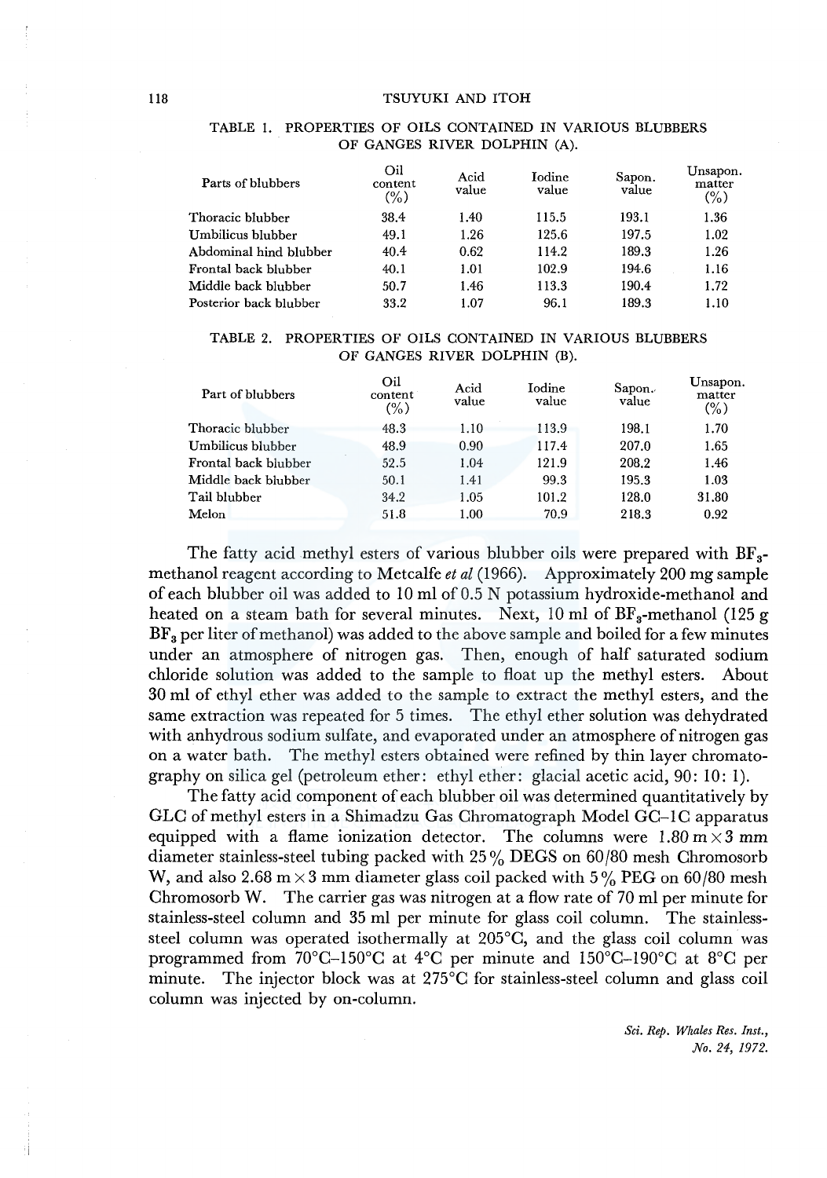TABLE 1. PROPERTIES OF OILS CONTAINED IN VARIOUS BLUBBERS OF GANGES RIVER DOLPHIN (A).

| Parts of blubbers | Oil content (%) | Acid value | Iodine value | Sapon. value | Unsapon. matter (%) |
|---|---|---|---|---|---|
| Thoracic blubber | 38.4 | 1.40 | 115.5 | 193.1 | 1.36 |
| Umbilicus blubber | 49.1 | 1.26 | 125.6 | 197.5 | 1.02 |
| Abdominal hind blubber | 40.4 | 0.62 | 114.2 | 189.3 | 1.26 |
| Frontal back blubber | 40.1 | 1.01 | 102.9 | 194.6 | 1.16 |
| Middle back blubber | 50.7 | 1.46 | 113.3 | 190.4 | 1.72 |
| Posterior back blubber | 33.2 | 1.07 | 96.1 | 189.3 | 1.10 |

TABLE 2. PROPERTIES OF OILS CONTAINED IN VARIOUS BLUBBERS OF GANGES RIVER DOLPHIN (B).

| Part of blubbers | Oil content (%) | Acid value | Iodine value | Sapon. value | Unsapon. matter (%) |
|---|---|---|---|---|---|
| Thoracic blubber | 48.3 | 1.10 | 113.9 | 198.1 | 1.70 |
| Umbilicus blubber | 48.9 | 0.90 | 117.4 | 207.0 | 1.65 |
| Frontal back blubber | 52.5 | 1.04 | 121.9 | 208.2 | 1.46 |
| Middle back blubber | 50.1 | 1.41 | 99.3 | 195.3 | 1.03 |
| Tail blubber | 34.2 | 1.05 | 101.2 | 128.0 | 31.80 |
| Melon | 51.8 | 1.00 | 70.9 | 218.3 | 0.92 |

The fatty acid methyl esters of various blubber oils were prepared with $BF_3$-methanol reagent according to Metcalfe *et al* (1966). Approximately 200 mg sample of each blubber oil was added to 10 ml of 0.5 N potassium hydroxide-methanol and heated on a steam bath for several minutes. Next, 10 ml of $BF_3$-methanol (125 g $BF_3$ per liter of methanol) was added to the above sample and boiled for a few minutes under an atmosphere of nitrogen gas. Then, enough of half saturated sodium chloride solution was added to the sample to float up the methyl esters. About 30 ml of ethyl ether was added to the sample to extract the methyl esters, and the same extraction was repeated for 5 times. The ethyl ether solution was dehydrated with anhydrous sodium sulfate, and evaporated under an atmosphere of nitrogen gas on a water bath. The methyl esters obtained were refined by thin layer chromatography on silica gel (petroleum ether: ethyl ether: glacial acetic acid, 90: 10: 1).

The fatty acid component of each blubber oil was determined quantitatively by GLC of methyl esters in a Shimadzu Gas Chromatograph Model GC-1C apparatus equipped with a flame ionization detector. The columns were 1.80 m × 3 mm diameter stainless-steel tubing packed with 25% DEGS on 60/80 mesh Chromosorb W, and also 2.68 m × 3 mm diameter glass coil packed with 5% PEG on 60/80 mesh Chromosorb W. The carrier gas was nitrogen at a flow rate of 70 ml per minute for stainless-steel column and 35 ml per minute for glass coil column. The stainless-steel column was operated isothermally at 205°C, and the glass coil column was programmed from 70°C–150°C at 4°C per minute and 150°C–190°C at 8°C per minute. The injector block was at 275°C for stainless-steel column and glass coil column was injected by on-column.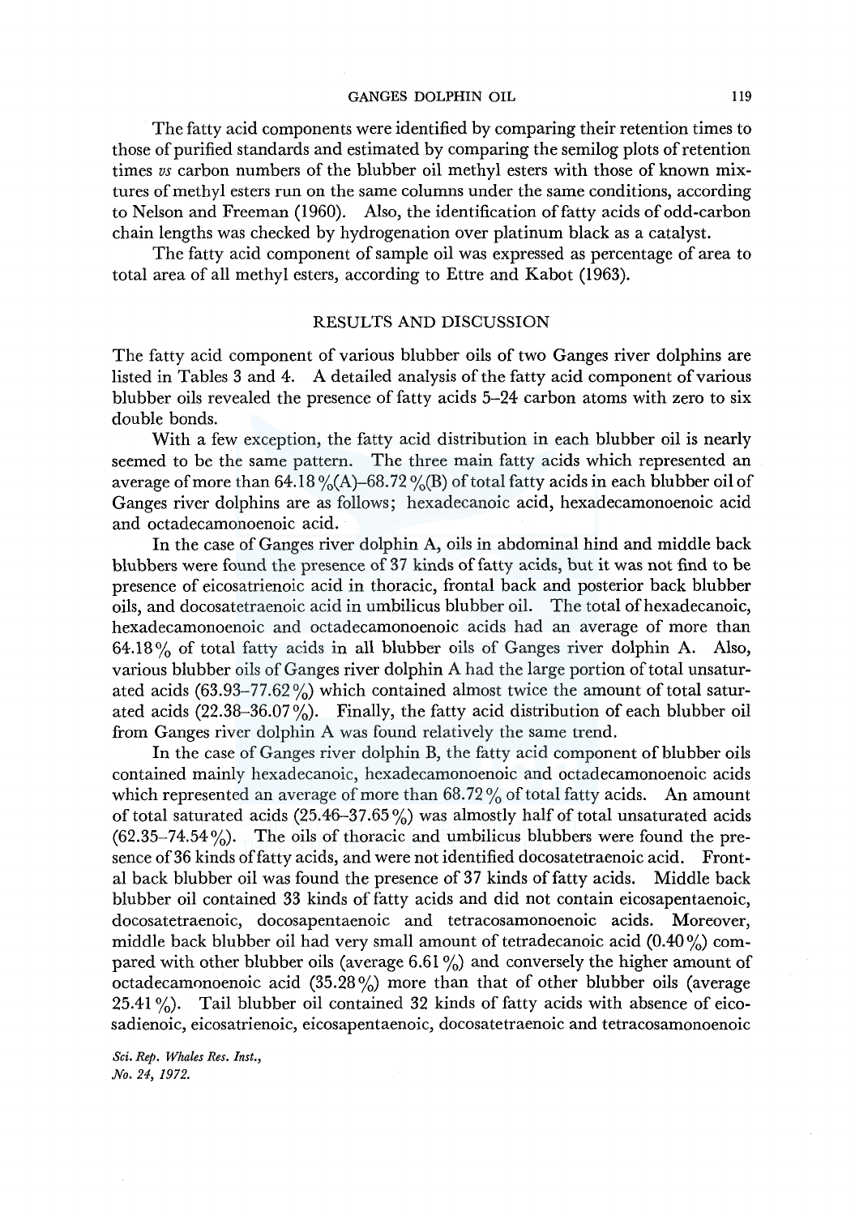The fatty acid components were identified by comparing their retention times to those of purified standards and estimated by comparing the semilog plots of retention times *vs* carbon numbers of the blubber oil methyl esters with those of known mixtures of methyl esters run on the same columns under the same conditions, according to Nelson and Freeman (1960). Also, the identification of fatty acids of odd-carbon chain lengths was checked by hydrogenation over platinum black as a catalyst.

The fatty acid component of sample oil was expressed as percentage of area to total area of all methyl esters, according to Ettre and Kabot (1963).

## RESULTS AND DISCUSSION

The fatty acid component of various blubber oils of two Ganges river dolphins are listed in Tables 3 and 4. A detailed analysis of the fatty acid component of various blubber oils revealed the presence of fatty acids 5–24 carbon atoms with zero to six double bonds.

With a few exception, the fatty acid distribution in each blubber oil is nearly seemed to be the same pattern. The three main fatty acids which represented an average of more than 64.18 %(A)–68.72 %(B) of total fatty acids in each blubber oil of Ganges river dolphins are as follows; hexadecanoic acid, hexadecamonoenoic acid and octadecamonoenoic acid.

In the case of Ganges river dolphin A, oils in abdominal hind and middle back blubbers were found the presence of 37 kinds of fatty acids, but it was not find to be presence of eicosatrienoic acid in thoracic, frontal back and posterior back blubber oils, and docosatetraenoic acid in umbilicus blubber oil. The total of hexadecanoic, hexadecamonoenoic and octadecamonoenoic acids had an average of more than 64.18 % of total fatty acids in all blubber oils of Ganges river dolphin A. Also, various blubber oils of Ganges river dolphin A had the large portion of total unsaturated acids (63.93–77.62 %) which contained almost twice the amount of total saturated acids (22.38–36.07 %). Finally, the fatty acid distribution of each blubber oil from Ganges river dolphin A was found relatively the same trend.

In the case of Ganges river dolphin B, the fatty acid component of blubber oils contained mainly hexadecanoic, hexadecamonoenoic and octadecamonoenoic acids which represented an average of more than 68.72 % of total fatty acids. An amount of total saturated acids (25.46–37.65 %) was almostly half of total unsaturated acids (62.35–74.54 %). The oils of thoracic and umbilicus blubbers were found the presence of 36 kinds of fatty acids, and were not identified docosatetraenoic acid. Frontal back blubber oil was found the presence of 37 kinds of fatty acids. Middle back blubber oil contained 33 kinds of fatty acids and did not contain eicosapentaenoic, docosatetraenoic, docosapentaenoic and tetracosamonoenoic acids. Moreover, middle back blubber oil had very small amount of tetradecanoic acid (0.40 %) compared with other blubber oils (average 6.61 %) and conversely the higher amount of octadecamonoenoic acid (35.28 %) more than that of other blubber oils (average 25.41 %). Tail blubber oil contained 32 kinds of fatty acids with absence of eicosadienoic, eicosatrienoic, eicosapentaenoic, docosatetraenoic and tetracosamonoenoic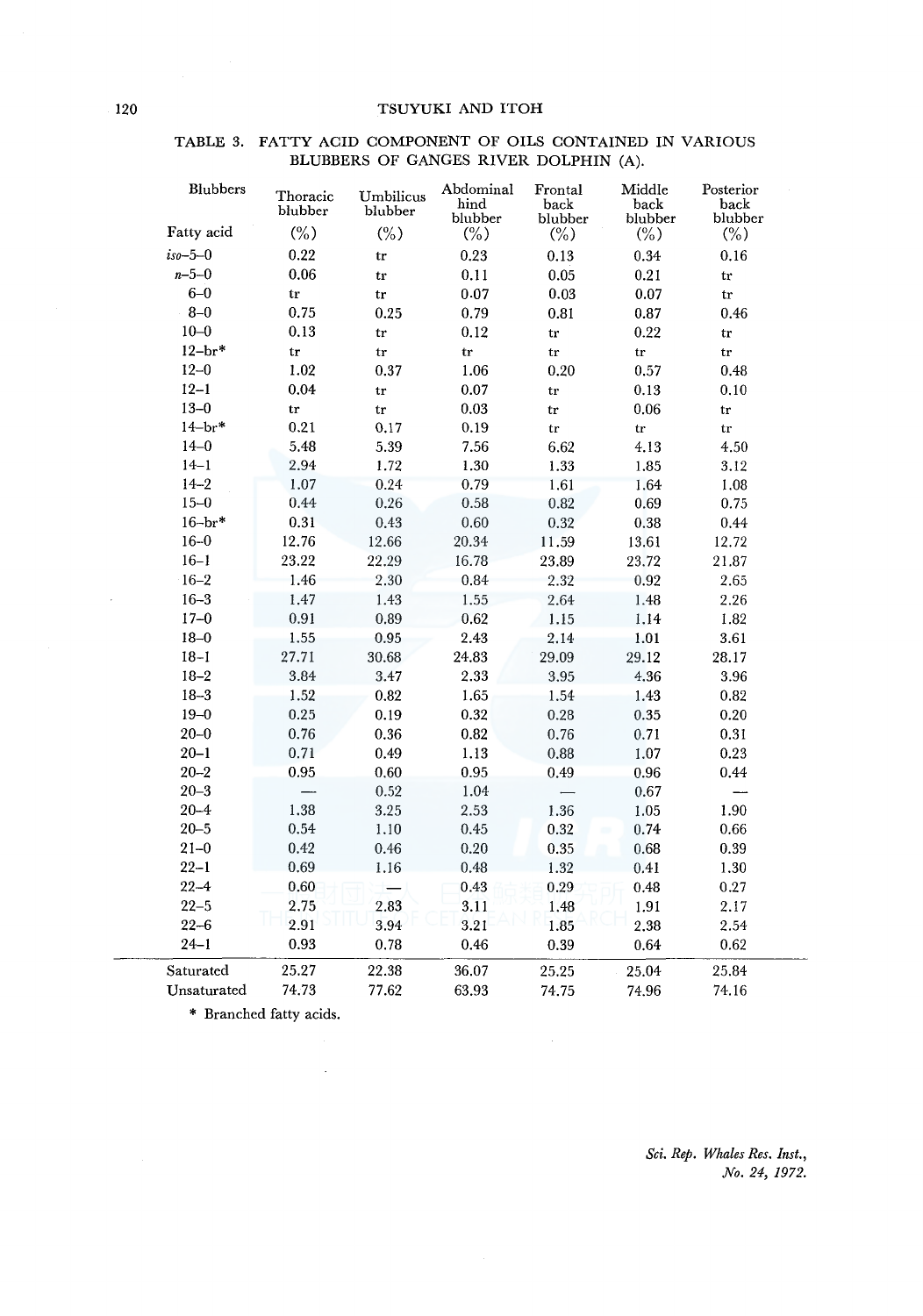TABLE 3. FATTY ACID COMPONENT OF OILS CONTAINED IN VARIOUS BLUBBERS OF GANGES RIVER DOLPHIN (A).

| Blubbers / Fatty acid | Thoracic blubber (%) | Umbilicus blubber (%) | Abdominal hind blubber (%) | Frontal back blubber (%) | Middle back blubber (%) | Posterior back blubber (%) |
|---|---|---|---|---|---|---|
| *iso*–5–0 | 0.22 | tr | 0.23 | 0.13 | 0.34 | 0.16 |
| *n*–5–0 | 0.06 | tr | 0.11 | 0.05 | 0.21 | tr |
| 6–0 | tr | tr | 0.07 | 0.03 | 0.07 | tr |
| 8–0 | 0.75 | 0.25 | 0.79 | 0.81 | 0.87 | 0.46 |
| 10–0 | 0.13 | tr | 0.12 | tr | 0.22 | tr |
| 12–br* | tr | tr | tr | tr | tr | tr |
| 12–0 | 1.02 | 0.37 | 1.06 | 0.20 | 0.57 | 0.48 |
| 12–1 | 0.04 | tr | 0.07 | tr | 0.13 | 0.10 |
| 13–0 | tr | tr | 0.03 | tr | 0.06 | tr |
| 14–br* | 0.21 | 0.17 | 0.19 | tr | tr | tr |
| 14–0 | 5.48 | 5.39 | 7.56 | 6.62 | 4.13 | 4.50 |
| 14–1 | 2.94 | 1.72 | 1.30 | 1.33 | 1.85 | 3.12 |
| 14–2 | 1.07 | 0.24 | 0.79 | 1.61 | 1.64 | 1.08 |
| 15–0 | 0.44 | 0.26 | 0.58 | 0.82 | 0.69 | 0.75 |
| 16–br* | 0.31 | 0.43 | 0.60 | 0.32 | 0.38 | 0.44 |
| 16–0 | 12.76 | 12.66 | 20.34 | 11.59 | 13.61 | 12.72 |
| 16–1 | 23.22 | 22.29 | 16.78 | 23.89 | 23.72 | 21.87 |
| 16–2 | 1.46 | 2.30 | 0.84 | 2.32 | 0.92 | 2.65 |
| 16–3 | 1.47 | 1.43 | 1.55 | 2.64 | 1.48 | 2.26 |
| 17–0 | 0.91 | 0.89 | 0.62 | 1.15 | 1.14 | 1.82 |
| 18–0 | 1.55 | 0.95 | 2.43 | 2.14 | 1.01 | 3.61 |
| 18–1 | 27.71 | 30.68 | 24.83 | 29.09 | 29.12 | 28.17 |
| 18–2 | 3.84 | 3.47 | 2.33 | 3.95 | 4.36 | 3.96 |
| 18–3 | 1.52 | 0.82 | 1.65 | 1.54 | 1.43 | 0.82 |
| 19–0 | 0.25 | 0.19 | 0.32 | 0.28 | 0.35 | 0.20 |
| 20–0 | 0.76 | 0.36 | 0.82 | 0.76 | 0.71 | 0.31 |
| 20–1 | 0.71 | 0.49 | 1.13 | 0.88 | 1.07 | 0.23 |
| 20–2 | 0.95 | 0.60 | 0.95 | 0.49 | 0.96 | 0.44 |
| 20–3 | — | 0.52 | 1.04 | — | 0.67 | — |
| 20–4 | 1.38 | 3.25 | 2.53 | 1.36 | 1.05 | 1.90 |
| 20–5 | 0.54 | 1.10 | 0.45 | 0.32 | 0.74 | 0.66 |
| 21–0 | 0.42 | 0.46 | 0.20 | 0.35 | 0.68 | 0.39 |
| 22–1 | 0.69 | 1.16 | 0.48 | 1.32 | 0.41 | 1.30 |
| 22–4 | 0.60 | — | 0.43 | 0.29 | 0.48 | 0.27 |
| 22–5 | 2.75 | 2.83 | 3.11 | 1.48 | 1.91 | 2.17 |
| 22–6 | 2.91 | 3.94 | 3.21 | 1.85 | 2.38 | 2.54 |
| 24–1 | 0.93 | 0.78 | 0.46 | 0.39 | 0.64 | 0.62 |
| Saturated | 25.27 | 22.38 | 36.07 | 25.25 | 25.04 | 25.84 |
| Unsaturated | 74.73 | 77.62 | 63.93 | 74.75 | 74.96 | 74.16 |

\* Branched fatty acids.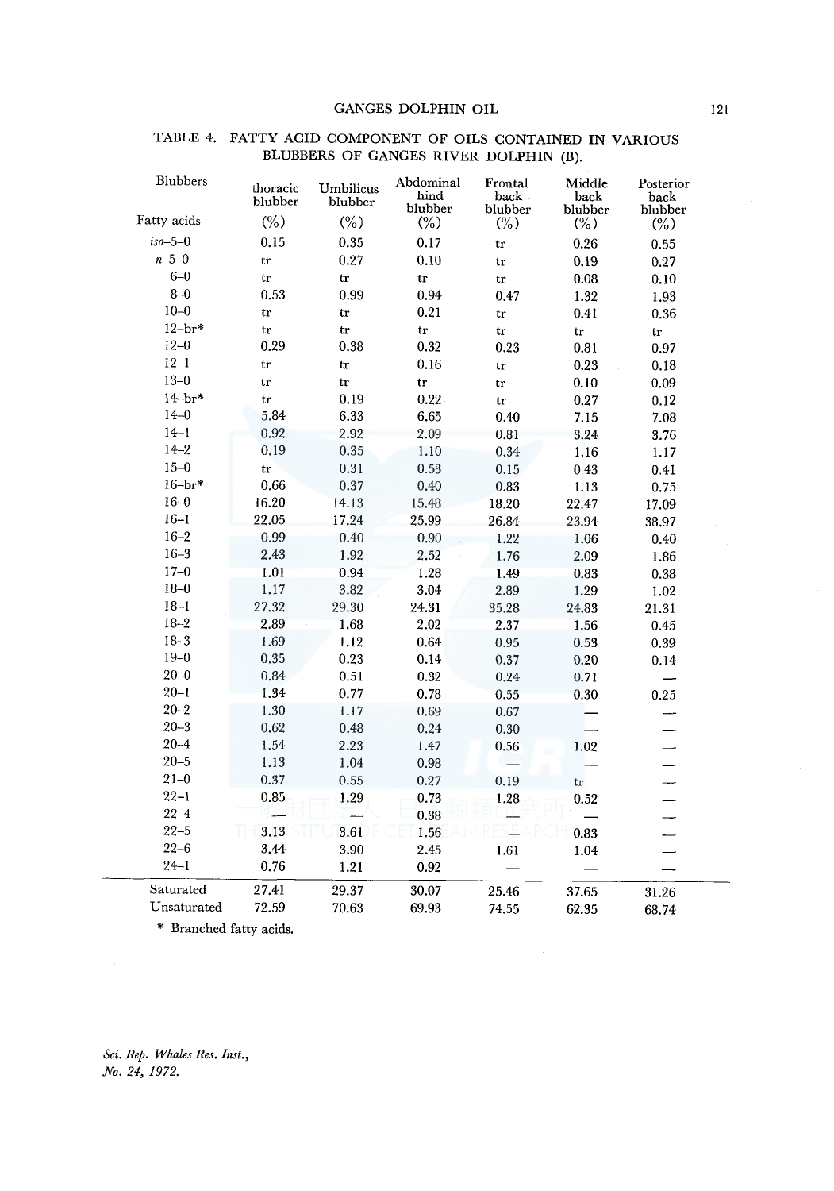TABLE 4. FATTY ACID COMPONENT OF OILS CONTAINED IN VARIOUS BLUBBERS OF GANGES RIVER DOLPHIN (B).

| Blubbers / Fatty acids | thoracic blubber (%) | Umbilicus blubber (%) | Abdominal hind blubber (%) | Frontal back blubber (%) | Middle back blubber (%) | Posterior back blubber (%) |
|---|---|---|---|---|---|---|
| *iso*–5–0 | 0.15 | 0.35 | 0.17 | tr | 0.26 | 0.55 |
| *n*–5–0 | tr | 0.27 | 0.10 | tr | 0.19 | 0.27 |
| 6–0 | tr | tr | tr | tr | 0.08 | 0.10 |
| 8–0 | 0.53 | 0.99 | 0.94 | 0.47 | 1.32 | 1.93 |
| 10–0 | tr | tr | 0.21 | tr | 0.41 | 0.36 |
| 12–br* | tr | tr | tr | tr | tr | tr |
| 12–0 | 0.29 | 0.38 | 0.32 | 0.23 | 0.81 | 0.97 |
| 12–1 | tr | tr | 0.16 | tr | 0.23 | 0.18 |
| 13–0 | tr | tr | tr | tr | 0.10 | 0.09 |
| 14–br* | tr | 0.19 | 0.22 | tr | 0.27 | 0.12 |
| 14–0 | 5.84 | 6.33 | 6.65 | 0.40 | 7.15 | 7.08 |
| 14–1 | 0.92 | 2.92 | 2.09 | 0.81 | 3.24 | 3.76 |
| 14–2 | 0.19 | 0.35 | 1.10 | 0.34 | 1.16 | 1.17 |
| 15–0 | tr | 0.31 | 0.53 | 0.15 | 0.43 | 0.41 |
| 16–br* | 0.66 | 0.37 | 0.40 | 0.83 | 1.13 | 0.75 |
| 16–0 | 16.20 | 14.13 | 15.48 | 18.20 | 22.47 | 17.09 |
| 16–1 | 22.05 | 17.24 | 25.99 | 26.84 | 23.94 | 38.97 |
| 16–2 | 0.99 | 0.40 | 0.90 | 1.22 | 1.06 | 0.40 |
| 16–3 | 2.43 | 1.92 | 2.52 | 1.76 | 2.09 | 1.86 |
| 17–0 | 1.01 | 0.94 | 1.28 | 1.49 | 0.83 | 0.38 |
| 18–0 | 1.17 | 3.82 | 3.04 | 2.89 | 1.29 | 1.02 |
| 18–1 | 27.32 | 29.30 | 24.31 | 35.28 | 24.83 | 21.31 |
| 18–2 | 2.89 | 1.68 | 2.02 | 2.37 | 1.56 | 0.45 |
| 18–3 | 1.69 | 1.12 | 0.64 | 0.95 | 0.53 | 0.39 |
| 19–0 | 0.35 | 0.23 | 0.14 | 0.37 | 0.20 | 0.14 |
| 20–0 | 0.84 | 0.51 | 0.32 | 0.24 | 0.71 | — |
| 20–1 | 1.34 | 0.77 | 0.78 | 0.55 | 0.30 | 0.25 |
| 20–2 | 1.30 | 1.17 | 0.69 | 0.67 | — | — |
| 20–3 | 0.62 | 0.48 | 0.24 | 0.30 | — | — |
| 20–4 | 1.54 | 2.23 | 1.47 | 0.56 | 1.02 | — |
| 20–5 | 1.13 | 1.04 | 0.98 | — | — | — |
| 21–0 | 0.37 | 0.55 | 0.27 | 0.19 | tr | — |
| 22–1 | 0.85 | 1.29 | 0.73 | 1.28 | 0.52 | — |
| 22–4 | — | — | 0.38 | — | — | — |
| 22–5 | 3.13 | 3.61 | 1.56 | — | 0.83 | — |
| 22–6 | 3.44 | 3.90 | 2.45 | 1.61 | 1.04 | — |
| 24–1 | 0.76 | 1.21 | 0.92 | — | — | — |
| Saturated | 27.41 | 29.37 | 30.07 | 25.46 | 37.65 | 31.26 |
| Unsaturated | 72.59 | 70.63 | 69.93 | 74.55 | 62.35 | 68.74 |

\* Branched fatty acids.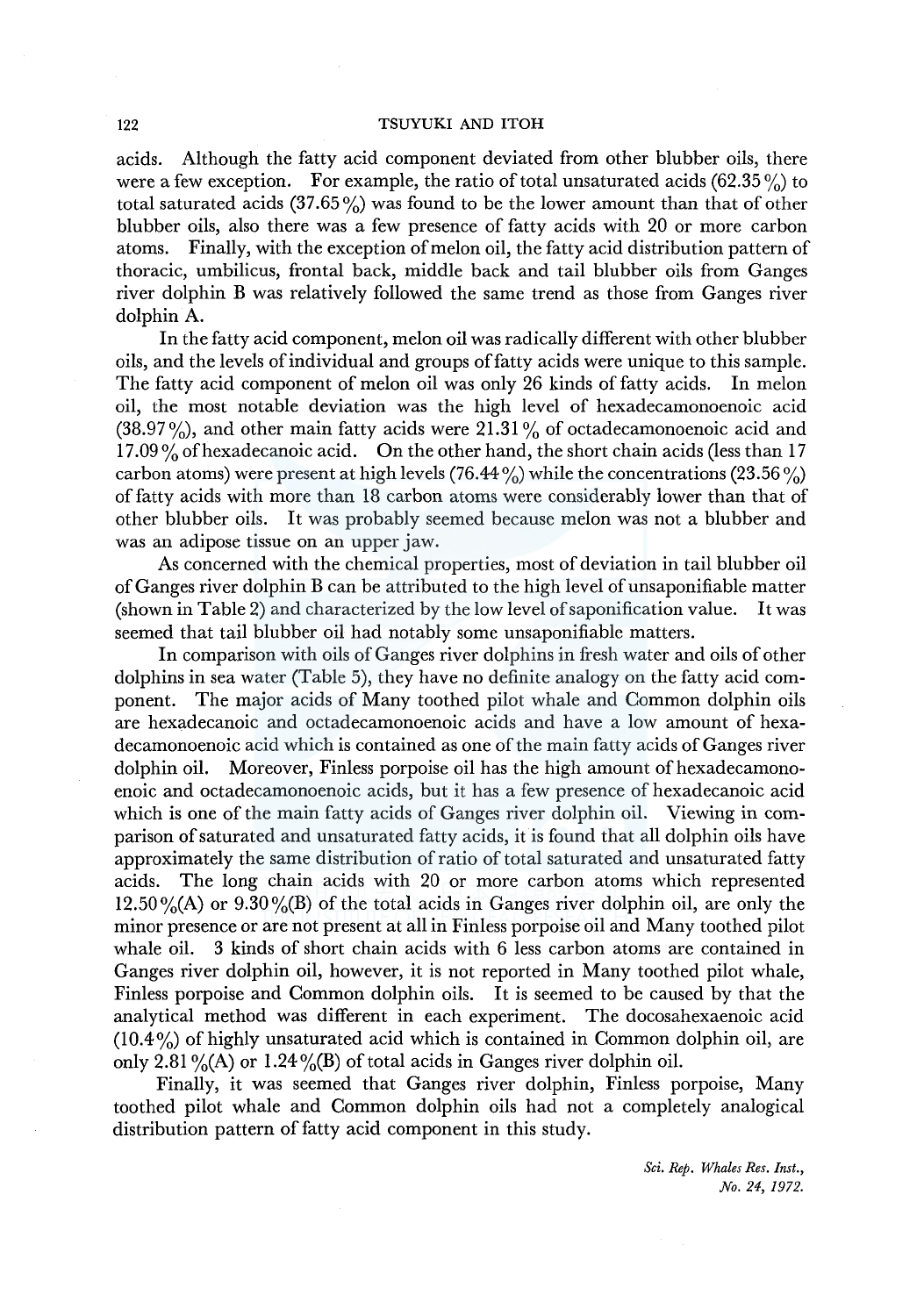acids. Although the fatty acid component deviated from other blubber oils, there were a few exception. For example, the ratio of total unsaturated acids (62.35%) to total saturated acids (37.65%) was found to be the lower amount than that of other blubber oils, also there was a few presence of fatty acids with 20 or more carbon atoms. Finally, with the exception of melon oil, the fatty acid distribution pattern of thoracic, umbilicus, frontal back, middle back and tail blubber oils from Ganges river dolphin B was relatively followed the same trend as those from Ganges river dolphin A.

In the fatty acid component, melon oil was radically different with other blubber oils, and the levels of individual and groups of fatty acids were unique to this sample. The fatty acid component of melon oil was only 26 kinds of fatty acids. In melon oil, the most notable deviation was the high level of hexadecamonoenoic acid (38.97%), and other main fatty acids were 21.31% of octadecamonoenoic acid and 17.09% of hexadecanoic acid. On the other hand, the short chain acids (less than 17 carbon atoms) were present at high levels (76.44%) while the concentrations (23.56%) of fatty acids with more than 18 carbon atoms were considerably lower than that of other blubber oils. It was probably seemed because melon was not a blubber and was an adipose tissue on an upper jaw.

As concerned with the chemical properties, most of deviation in tail blubber oil of Ganges river dolphin B can be attributed to the high level of unsaponifiable matter (shown in Table 2) and characterized by the low level of saponification value. It was seemed that tail blubber oil had notably some unsaponifiable matters.

In comparison with oils of Ganges river dolphins in fresh water and oils of other dolphins in sea water (Table 5), they have no definite analogy on the fatty acid component. The major acids of Many toothed pilot whale and Common dolphin oils are hexadecanoic and octadecamonoenoic acids and have a low amount of hexadecamonoenoic acid which is contained as one of the main fatty acids of Ganges river dolphin oil. Moreover, Finless porpoise oil has the high amount of hexadecamonoenoic and octadecamonoenoic acids, but it has a few presence of hexadecanoic acid which is one of the main fatty acids of Ganges river dolphin oil. Viewing in comparison of saturated and unsaturated fatty acids, it is found that all dolphin oils have approximately the same distribution of ratio of total saturated and unsaturated fatty acids. The long chain acids with 20 or more carbon atoms which represented 12.50%(A) or 9.30%(B) of the total acids in Ganges river dolphin oil, are only the minor presence or are not present at all in Finless porpoise oil and Many toothed pilot whale oil. 3 kinds of short chain acids with 6 less carbon atoms are contained in Ganges river dolphin oil, however, it is not reported in Many toothed pilot whale, Finless porpoise and Common dolphin oils. It is seemed to be caused by that the analytical method was different in each experiment. The docosahexaenoic acid (10.4%) of highly unsaturated acid which is contained in Common dolphin oil, are only 2.81%(A) or 1.24%(B) of total acids in Ganges river dolphin oil.

Finally, it was seemed that Ganges river dolphin, Finless porpoise, Many toothed pilot whale and Common dolphin oils had not a completely analogical distribution pattern of fatty acid component in this study.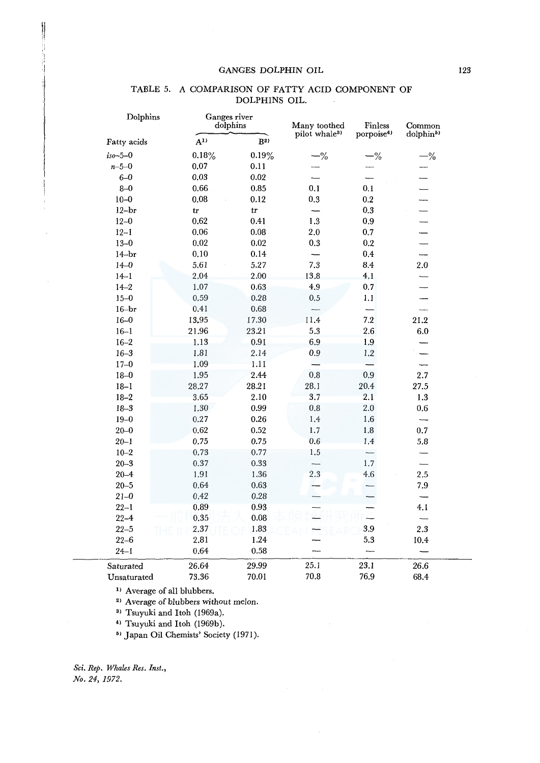TABLE 5. A COMPARISON OF FATTY ACID COMPONENT OF DOLPHINS OIL.

| Dolphins | Ganges river dolphins | | Many toothed pilot whale[3] | Finless porpoise[4] | Common dolphin[5] |
|---|---|---|---|---|---|
| Fatty acids | A[1] | B[2] | | | |
| *iso*–5–0 | 0.18% | 0.19% | —% | —% | —% |
| *n*–5–0 | 0.07 | 0.11 | — | — | — |
| 6–0 | 0.03 | 0.02 | — | — | — |
| 8–0 | 0.66 | 0.85 | 0.1 | 0.1 | — |
| 10–0 | 0.08 | 0.12 | 0.3 | 0.2 | — |
| 12–br | tr | tr | — | 0.3 | — |
| 12–0 | 0.62 | 0.41 | 1.3 | 0.9 | — |
| 12–1 | 0.06 | 0.08 | 2.0 | 0.7 | — |
| 13–0 | 0.02 | 0.02 | 0.3 | 0.2 | — |
| 14–br | 0.10 | 0.14 | — | 0.4 | — |
| 14–0 | 5.61 | 5.27 | 7.3 | 8.4 | 2.0 |
| 14–1 | 2.04 | 2.00 | 13.8 | 4.1 | — |
| 14–2 | 1.07 | 0.63 | 4.9 | 0.7 | — |
| 15–0 | 0.59 | 0.28 | 0.5 | 1.1 | — |
| 16–br | 0.41 | 0.68 | — | — | — |
| 16–0 | 13.95 | 17.30 | 11.4 | 7.2 | 21.2 |
| 16–1 | 21.96 | 23.21 | 5.3 | 2.6 | 6.0 |
| 16–2 | 1.13 | 0.91 | 6.9 | 1.9 | — |
| 16–3 | 1.81 | 2.14 | 0.9 | 1.2 | — |
| 17–0 | 1.09 | 1.11 | — | — | — |
| 18–0 | 1.95 | 2.44 | 0.8 | 0.9 | 2.7 |
| 18–1 | 28.27 | 28.21 | 28.1 | 20.4 | 27.5 |
| 18–2 | 3.65 | 2.10 | 3.7 | 2.1 | 1.3 |
| 18–3 | 1.30 | 0.99 | 0.8 | 2.0 | 0.6 |
| 19–0 | 0.27 | 0.26 | 1.4 | 1.6 | — |
| 20–0 | 0.62 | 0.52 | 1.7 | 1.8 | 0.7 |
| 20–1 | 0.75 | 0.75 | 0.6 | 1.4 | 5.8 |
| 10–2 | 0.73 | 0.77 | 1.5 | — | — |
| 20–3 | 0.37 | 0.33 | — | 1.7 | — |
| 20–4 | 1.91 | 1.36 | 2.3 | 4.6 | 2.5 |
| 20–5 | 0.64 | 0.63 | — | — | 7.9 |
| 21–0 | 0.42 | 0.28 | — | — | — |
| 22–1 | 0.89 | 0.93 | — | — | 4.1 |
| 22–4 | 0.35 | 0.08 | — | — | — |
| 22–5 | 2.37 | 1.83 | — | 3.9 | 2.3 |
| 22–6 | 2.81 | 1.24 | — | 5.3 | 10.4 |
| 24–1 | 0.64 | 0.58 | — | — | — |
| Saturated | 26.64 | 29.99 | 25.1 | 23.1 | 26.6 |
| Unsaturated | 73.36 | 70.01 | 70.8 | 76.9 | 68.4 |

[1] Average of all blubbers.

[2] Average of blubbers without melon.

[3] Tsuyuki and Itoh (1969a).

[4] Tsuyuki and Itoh (1969b).

[5] Japan Oil Chemists' Society (1971).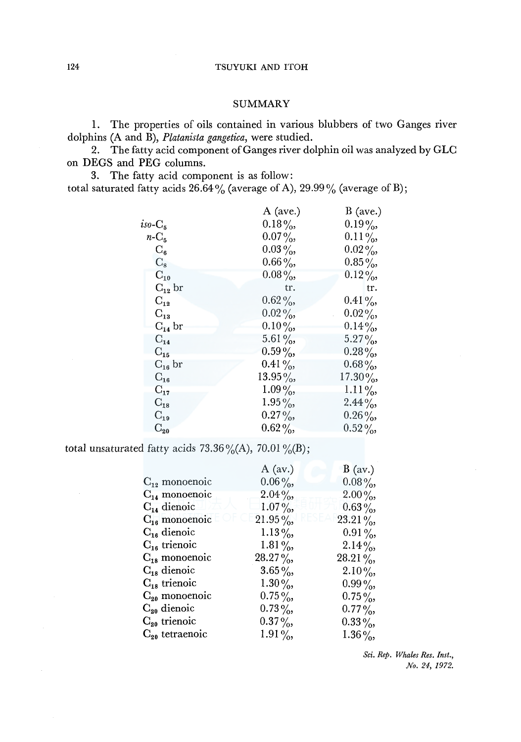## SUMMARY

1. The properties of oils contained in various blubbers of two Ganges river dolphins (A and B), *Platanista gangetica*, were studied.

2. The fatty acid component of Ganges river dolphin oil was analyzed by GLC on DEGS and PEG columns.

3. The fatty acid component is as follow:

total saturated fatty acids 26.64% (average of A), 29.99% (average of B);

| | A (ave.) | B (ave.) |
|---|---|---|
| *iso*-$C_5$ | 0.18%, | 0.19%, |
| *n*-$C_5$ | 0.07%, | 0.11%, |
| $C_6$ | 0.03%, | 0.02%, |
| $C_8$ | 0.66%, | 0.85%, |
| $C_{10}$ | 0.08%, | 0.12%, |
| $C_{12}$ br | tr. | tr. |
| $C_{12}$ | 0.62%, | 0.41%, |
| $C_{13}$ | 0.02%, | 0.02%, |
| $C_{14}$ br | 0.10%, | 0.14%, |
| $C_{14}$ | 5.61%, | 5.27%, |
| $C_{15}$ | 0.59%, | 0.28%, |
| $C_{16}$ br | 0.41%, | 0.68%, |
| $C_{16}$ | 13.95%, | 17.30%, |
| $C_{17}$ | 1.09%, | 1.11%, |
| $C_{18}$ | 1.95%, | 2.44%, |
| $C_{19}$ | 0.27%, | 0.26%, |
| $C_{20}$ | 0.62%, | 0.52%, |

total unsaturated fatty acids 73.36%(A), 70.01%(B);

| | A (av.) | B (av.) |
|---|---|---|
| $C_{12}$ monoenoic | 0.06%, | 0.08%, |
| $C_{14}$ monoenoic | 2.04%, | 2.00%, |
| $C_{14}$ dienoic | 1.07%, | 0.63%, |
| $C_{16}$ monoenoic | 21.95%, | 23.21%, |
| $C_{16}$ dienoic | 1.13%, | 0.91%, |
| $C_{16}$ trienoic | 1.81%, | 2.14%, |
| $C_{18}$ monoenoic | 28.27%, | 28.21%, |
| $C_{18}$ dienoic | 3.65%, | 2.10%, |
| $C_{18}$ trienoic | 1.30%, | 0.99%, |
| $C_{20}$ monoenoic | 0.75%, | 0.75%, |
| $C_{20}$ dienoic | 0.73%, | 0.77%, |
| $C_{20}$ trienoic | 0.37%, | 0.33%, |
| $C_{20}$ tetraenoic | 1.91%, | 1.36%, |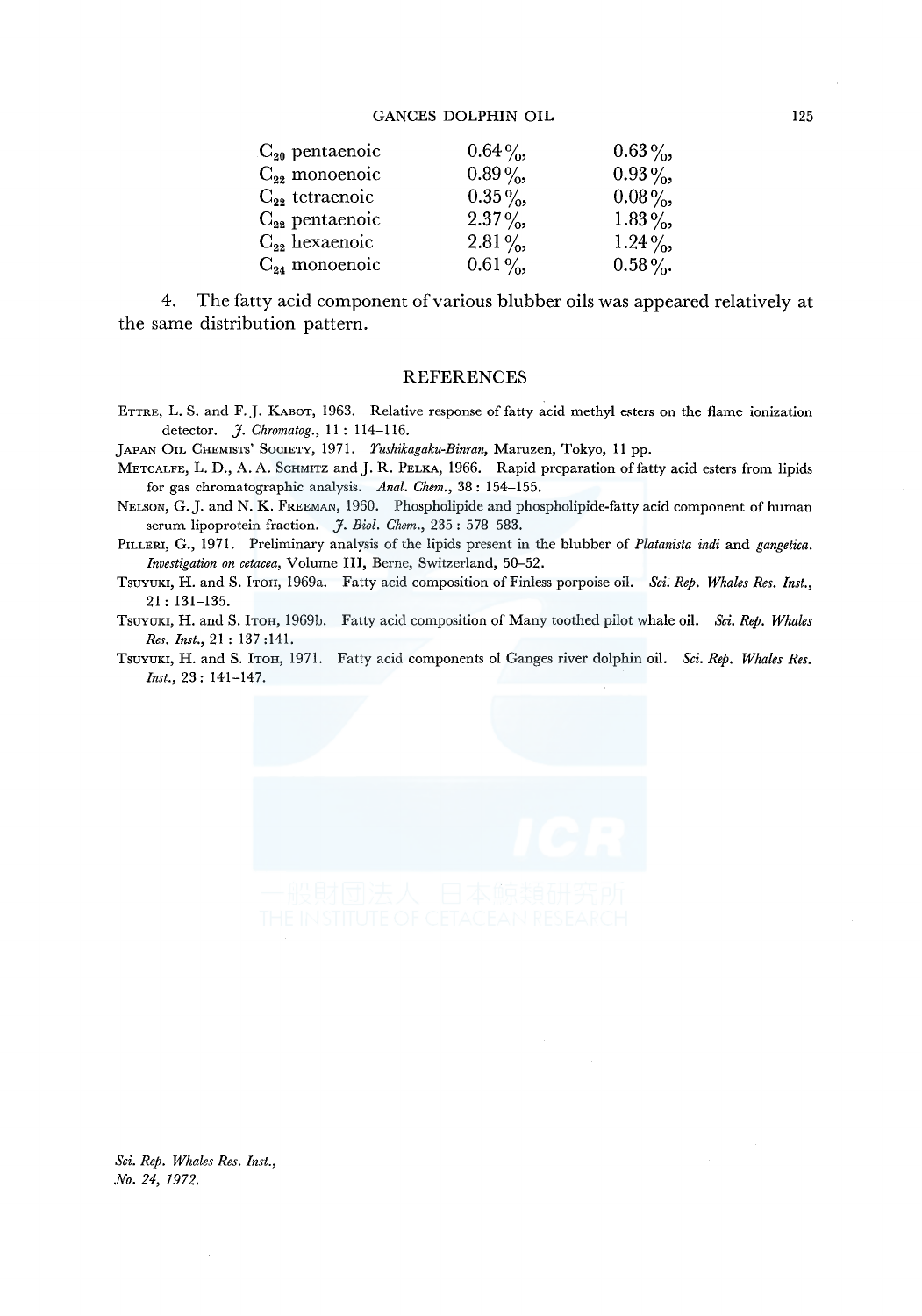| | | |
|---|---|---|
| $C_{20}$ pentaenoic | 0.64%, | 0.63%, |
| $C_{22}$ monoenoic | 0.89%, | 0.93%, |
| $C_{22}$ tetraenoic | 0.35%, | 0.08%, |
| $C_{22}$ pentaenoic | 2.37%, | 1.83%, |
| $C_{22}$ hexaenoic | 2.81%, | 1.24%, |
| $C_{24}$ monoenoic | 0.61%, | 0.58%. |

4. The fatty acid component of various blubber oils was appeared relatively at the same distribution pattern.

## REFERENCES

ETTRE, L. S. and F. J. KABOT, 1963. Relative response of fatty acid methyl esters on the flame ionization detector. *J. Chromatog.*, 11 : 114–116.

JAPAN OIL CHEMISTS' SOCIETY, 1971. *Yushikagaku-Binran*, Maruzen, Tokyo, 11 pp.

METCALFE, L. D., A. A. SCHMITZ and J. R. PELKA, 1966. Rapid preparation of fatty acid esters from lipids for gas chromatographic analysis. *Anal. Chem.*, 38 : 154–155.

NELSON, G. J. and N. K. FREEMAN, 1960. Phospholipide and phospholipide-fatty acid component of human serum lipoprotein fraction. *J. Biol. Chem.*, 235 : 578–583.

PILLERI, G., 1971. Preliminary analysis of the lipids present in the blubber of *Platanista indi* and *gangetica*. *Investigation on cetacea*, Volume III, Berne, Switzerland, 50–52.

TSUYUKI, H. and S. ITOH, 1969a. Fatty acid composition of Finless porpoise oil. *Sci. Rep. Whales Res. Inst.*, 21 : 131–135.

TSUYUKI, H. and S. ITOH, 1969b. Fatty acid composition of Many toothed pilot whale oil. *Sci. Rep. Whales Res. Inst.*, 21 : 137 :141.

TSUYUKI, H. and S. ITOH, 1971. Fatty acid components ol Ganges river dolphin oil. *Sci. Rep. Whales Res. Inst.*, 23 : 141–147.